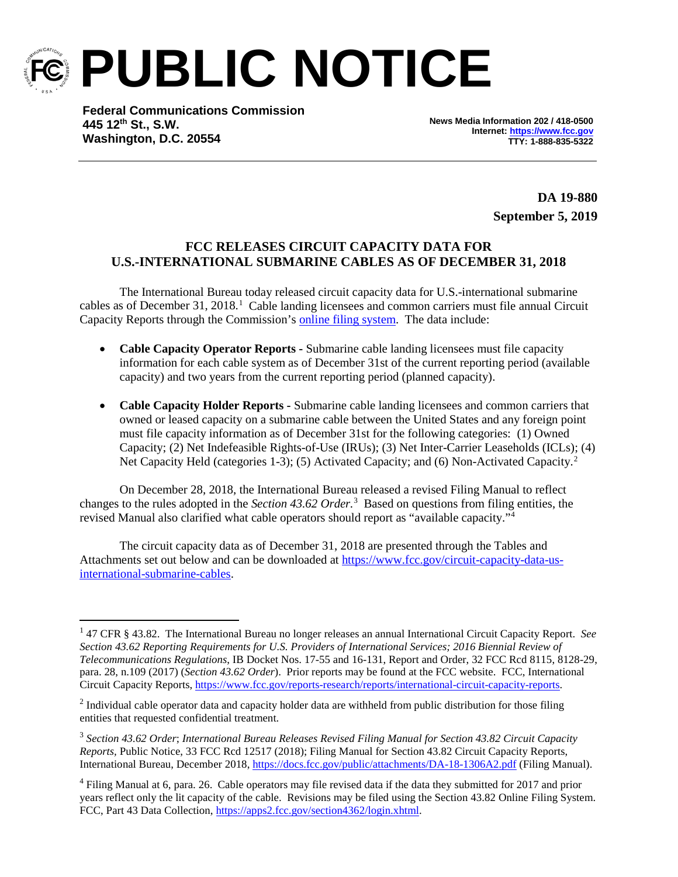# PUBLIC NOTICE

**Federal Communications Commission**
**445 12th St., S.W.**
**Washington, D.C. 20554**

**News Media Information 202 / 418-0500**
**Internet: https://www.fcc.gov**
**TTY: 1-888-835-5322**

**DA 19-880**
**September 5, 2019**

## FCC RELEASES CIRCUIT CAPACITY DATA FOR U.S.-INTERNATIONAL SUBMARINE CABLES AS OF DECEMBER 31, 2018

The International Bureau today released circuit capacity data for U.S.-international submarine cables as of December 31, 2018.[1] Cable landing licensees and common carriers must file annual Circuit Capacity Reports through the Commission's online filing system. The data include:

- **Cable Capacity Operator Reports -** Submarine cable landing licensees must file capacity information for each cable system as of December 31st of the current reporting period (available capacity) and two years from the current reporting period (planned capacity).

- **Cable Capacity Holder Reports -** Submarine cable landing licensees and common carriers that owned or leased capacity on a submarine cable between the United States and any foreign point must file capacity information as of December 31st for the following categories: (1) Owned Capacity; (2) Net Indefeasible Rights-of-Use (IRUs); (3) Net Inter-Carrier Leaseholds (ICLs); (4) Net Capacity Held (categories 1-3); (5) Activated Capacity; and (6) Non-Activated Capacity.[2]

On December 28, 2018, the International Bureau released a revised Filing Manual to reflect changes to the rules adopted in the *Section 43.62 Order*.[3] Based on questions from filing entities, the revised Manual also clarified what cable operators should report as "available capacity."[4]

The circuit capacity data as of December 31, 2018 are presented through the Tables and Attachments set out below and can be downloaded at https://www.fcc.gov/circuit-capacity-data-us-international-submarine-cables.

---

[1] 47 CFR § 43.82. The International Bureau no longer releases an annual International Circuit Capacity Report. *See Section 43.62 Reporting Requirements for U.S. Providers of International Services; 2016 Biennial Review of Telecommunications Regulations*, IB Docket Nos. 17-55 and 16-131, Report and Order, 32 FCC Rcd 8115, 8128-29, para. 28, n.109 (2017) (*Section 43.62 Order*). Prior reports may be found at the FCC website. FCC, International Circuit Capacity Reports, https://www.fcc.gov/reports-research/reports/international-circuit-capacity-reports.

[2] Individual cable operator data and capacity holder data are withheld from public distribution for those filing entities that requested confidential treatment.

[3] *Section 43.62 Order*; *International Bureau Releases Revised Filing Manual for Section 43.82 Circuit Capacity Reports*, Public Notice, 33 FCC Rcd 12517 (2018); Filing Manual for Section 43.82 Circuit Capacity Reports, International Bureau, December 2018, https://docs.fcc.gov/public/attachments/DA-18-1306A2.pdf (Filing Manual).

[4] Filing Manual at 6, para. 26. Cable operators may file revised data if the data they submitted for 2017 and prior years reflect only the lit capacity of the cable. Revisions may be filed using the Section 43.82 Online Filing System. FCC, Part 43 Data Collection, https://apps2.fcc.gov/section4362/login.xhtml.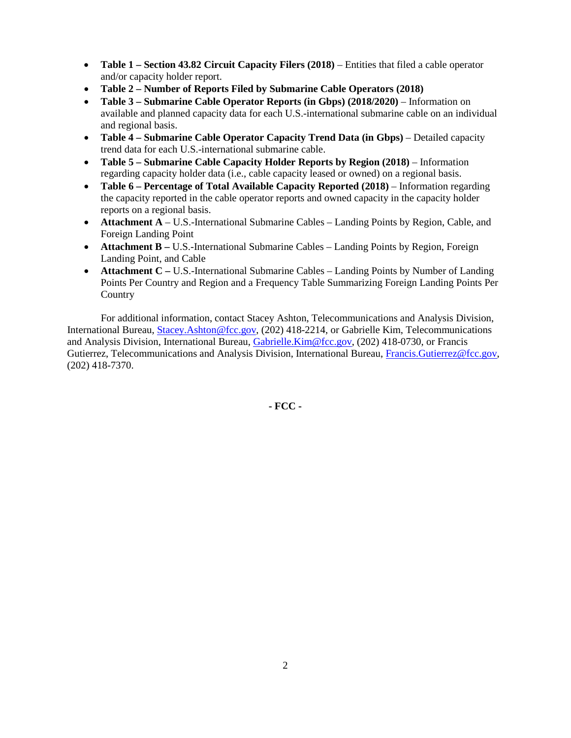- **Table 1 – Section 43.82 Circuit Capacity Filers (2018)** – Entities that filed a cable operator and/or capacity holder report.
- **Table 2 – Number of Reports Filed by Submarine Cable Operators (2018)**
- **Table 3 – Submarine Cable Operator Reports (in Gbps) (2018/2020)** – Information on available and planned capacity data for each U.S.-international submarine cable on an individual and regional basis.
- **Table 4 – Submarine Cable Operator Capacity Trend Data (in Gbps)** – Detailed capacity trend data for each U.S.-international submarine cable.
- **Table 5 – Submarine Cable Capacity Holder Reports by Region (2018)** – Information regarding capacity holder data (i.e., cable capacity leased or owned) on a regional basis.
- **Table 6 – Percentage of Total Available Capacity Reported (2018)** – Information regarding the capacity reported in the cable operator reports and owned capacity in the capacity holder reports on a regional basis.
- **Attachment A** – U.S.-International Submarine Cables – Landing Points by Region, Cable, and Foreign Landing Point
- **Attachment B –** U.S.-International Submarine Cables – Landing Points by Region, Foreign Landing Point, and Cable
- **Attachment C –** U.S.-International Submarine Cables – Landing Points by Number of Landing Points Per Country and Region and a Frequency Table Summarizing Foreign Landing Points Per Country

For additional information, contact Stacey Ashton, Telecommunications and Analysis Division, International Bureau, Stacey.Ashton@fcc.gov, (202) 418-2214, or Gabrielle Kim, Telecommunications and Analysis Division, International Bureau, Gabrielle.Kim@fcc.gov, (202) 418-0730, or Francis Gutierrez, Telecommunications and Analysis Division, International Bureau, Francis.Gutierrez@fcc.gov, (202) 418-7370.

**- FCC -**